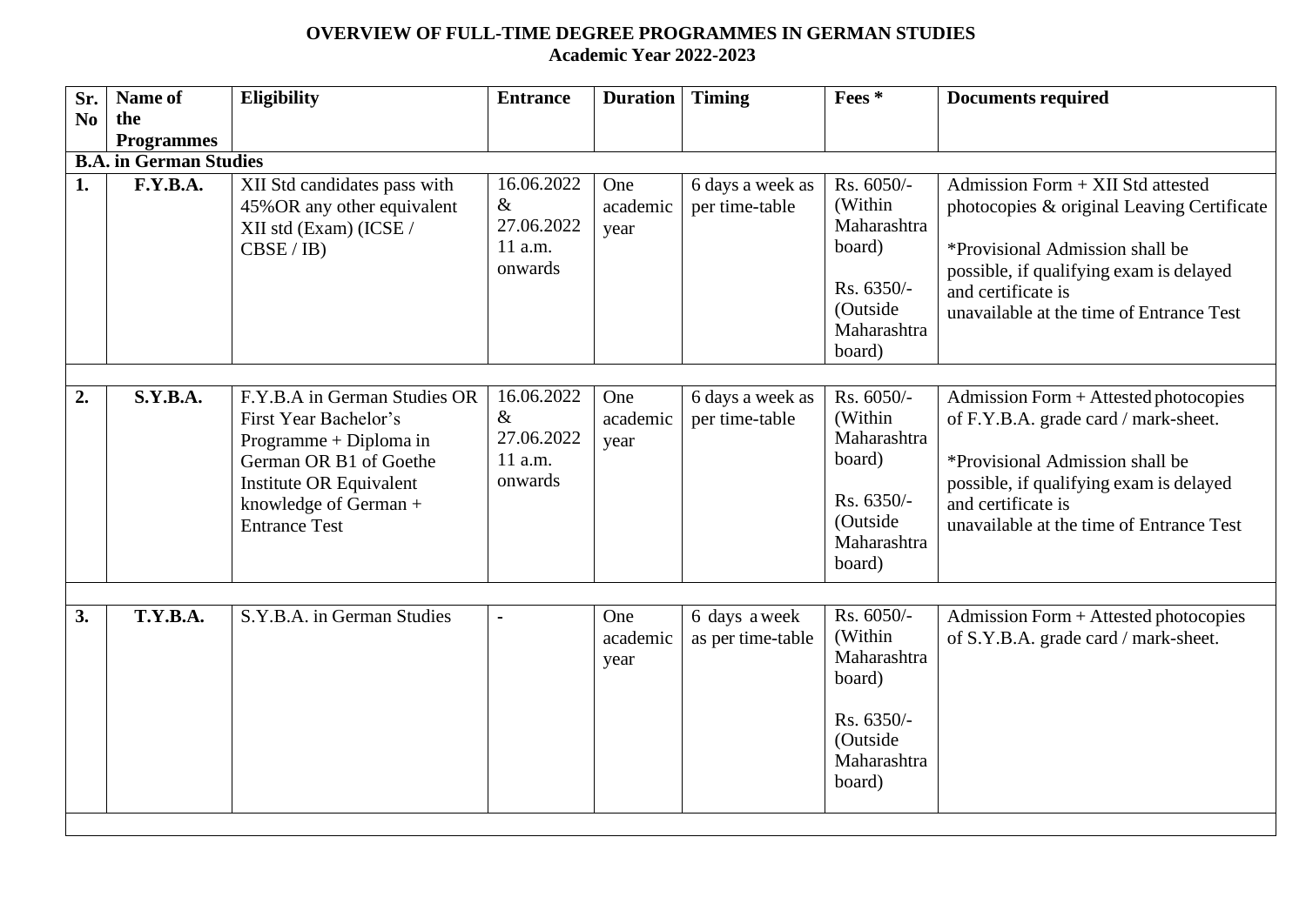**OVERVIEW OF FULL-TIME DEGREE PROGRAMMES IN GERMAN STUDIES**
**Academic Year 2022-2023**

| Sr. No | Name of the Programmes | Eligibility | Entrance | Duration | Timing | Fees * | Documents required |
|---|---|---|---|---|---|---|---|
| **B.A. in German Studies** | | | | | | | |
| **1.** | **F.Y.B.A.** | XII Std candidates pass with 45%OR any other equivalent XII std (Exam) (ICSE / CBSE / IB) | 16.06.2022 & 27.06.2022 11 a.m. onwards | One academic year | 6 days a week as per time-table | Rs. 6050/- (Within Maharashtra board) Rs. 6350/- (Outside Maharashtra board) | Admission Form + XII Std attested photocopies & original Leaving Certificate *Provisional Admission shall be possible, if qualifying exam is delayed and certificate is unavailable at the time of Entrance Test |
| **2.** | **S.Y.B.A.** | F.Y.B.A in German Studies OR First Year Bachelor's Programme + Diploma in German OR B1 of Goethe Institute OR Equivalent knowledge of German + Entrance Test | 16.06.2022 & 27.06.2022 11 a.m. onwards | One academic year | 6 days a week as per time-table | Rs. 6050/- (Within Maharashtra board) Rs. 6350/- (Outside Maharashtra board) | Admission Form + Attested photocopies of F.Y.B.A. grade card / mark-sheet. *Provisional Admission shall be possible, if qualifying exam is delayed and certificate is unavailable at the time of Entrance Test |
| **3.** | **T.Y.B.A.** | S.Y.B.A. in German Studies | - | One academic year | 6 days a week as per time-table | Rs. 6050/- (Within Maharashtra board) Rs. 6350/- (Outside Maharashtra board) | Admission Form + Attested photocopies of S.Y.B.A. grade card / mark-sheet. |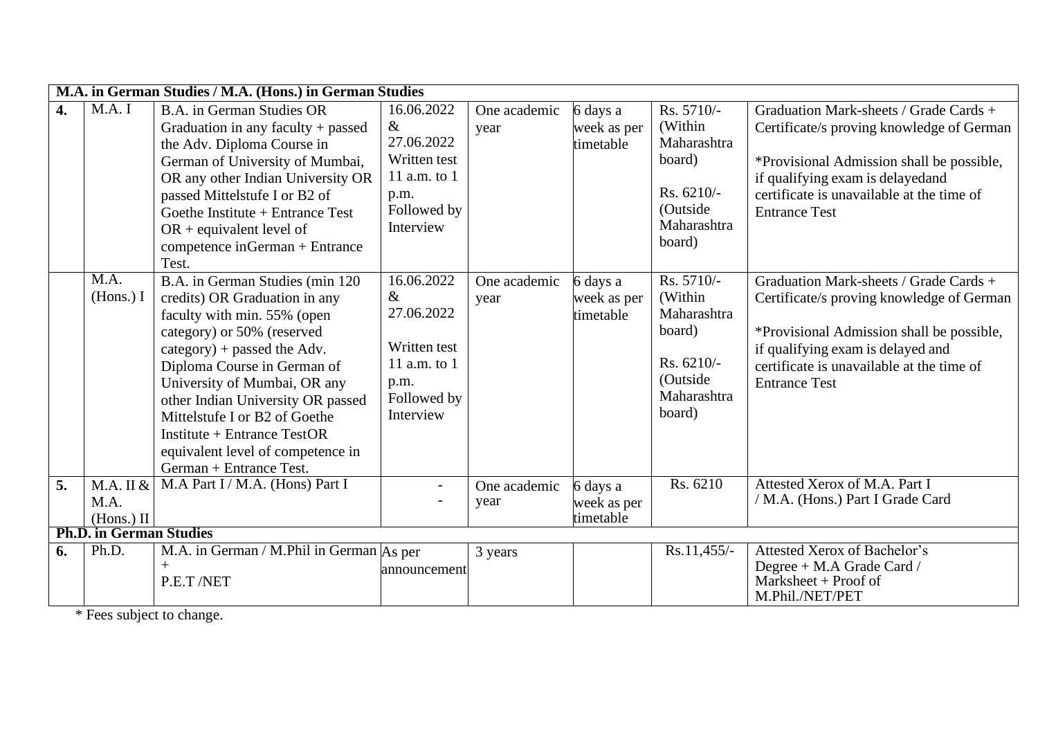| | | | | | | | |
|---|---|---|---|---|---|---|---|
| **M.A. in German Studies / M.A. (Hons.) in German Studies** | | | | | | | |
| **4.** | M.A. I | B.A. in German Studies OR Graduation in any faculty + passed the Adv. Diploma Course in German of University of Mumbai, OR any other Indian University OR passed Mittelstufe I or B2 of Goethe Institute + Entrance Test OR + equivalent level of competence inGerman + Entrance Test. | 16.06.2022 & 27.06.2022 Written test 11 a.m. to 1 p.m. Followed by Interview | One academic year | 6 days a week as per timetable | Rs. 5710/- (Within Maharashtra board) Rs. 6210/- (Outside Maharashtra board) | Graduation Mark-sheets / Grade Cards + Certificate/s proving knowledge of German *Provisional Admission shall be possible, if qualifying exam is delayedand certificate is unavailable at the time of Entrance Test |
| | M.A. (Hons.) I | B.A. in German Studies (min 120 credits) OR Graduation in any faculty with min. 55% (open category) or 50% (reserved category) + passed the Adv. Diploma Course in German of University of Mumbai, OR any other Indian University OR passed Mittelstufe I or B2 of Goethe Institute + Entrance TestOR equivalent level of competence in German + Entrance Test. | 16.06.2022 & 27.06.2022 Written test 11 a.m. to 1 p.m. Followed by Interview | One academic year | 6 days a week as per timetable | Rs. 5710/- (Within Maharashtra board) Rs. 6210/- (Outside Maharashtra board) | Graduation Mark-sheets / Grade Cards + Certificate/s proving knowledge of German *Provisional Admission shall be possible, if qualifying exam is delayed and certificate is unavailable at the time of Entrance Test |
| **5.** | M.A. II & M.A. (Hons.) II | M.A Part I / M.A. (Hons) Part I | - - | One academic year | 6 days a week as per timetable | Rs. 6210 | Attested Xerox of M.A. Part I / M.A. (Hons.) Part I Grade Card |
| **Ph.D. in German Studies** | | | | | | | |
| **6.** | Ph.D. | M.A. in German / M.Phil in German + P.E.T /NET | As per announcement | 3 years | | Rs.11,455/- | Attested Xerox of Bachelor's Degree + M.A Grade Card / Marksheet + Proof of M.Phil./NET/PET |

\* Fees subject to change.